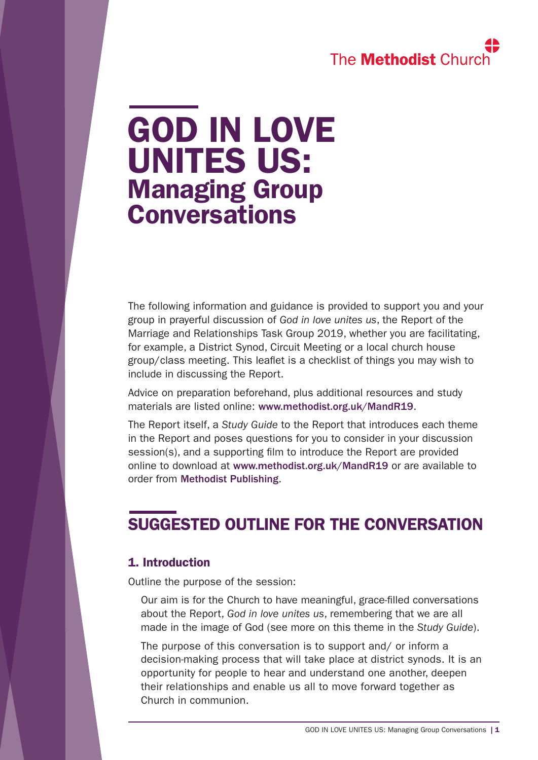The Methodist Church

# GOD IN LOVE UNITES US: Managing Group Conversations

The following information and guidance is provided to support you and your group in prayerful discussion of *God in love unites us*, the Report of the Marriage and Relationships Task Group 2019, whether you are facilitating, for example, a District Synod, Circuit Meeting or a local church house group/class meeting. This leaflet is a checklist of things you may wish to include in discussing the Report.

Advice on preparation beforehand, plus additional resources and study materials are listed online: www.methodist.org.uk/MandR19.

The Report itself, a *Study Guide* to the Report that introduces each theme in the Report and poses questions for you to consider in your discussion session(s), and a supporting film to introduce the Report are provided online to download at www.methodist.org.uk/MandR19 or are available to order from Methodist Publishing.

## SUGGESTED OUTLINE FOR THE CONVERSATION

### 1. Introduction

Outline the purpose of the session:

> Our aim is for the Church to have meaningful, grace-filled conversations about the Report, *God in love unites us*, remembering that we are all made in the image of God (see more on this theme in the *Study Guide*).
>
> The purpose of this conversation is to support and/ or inform a decision-making process that will take place at district synods. It is an opportunity for people to hear and understand one another, deepen their relationships and enable us all to move forward together as Church in communion.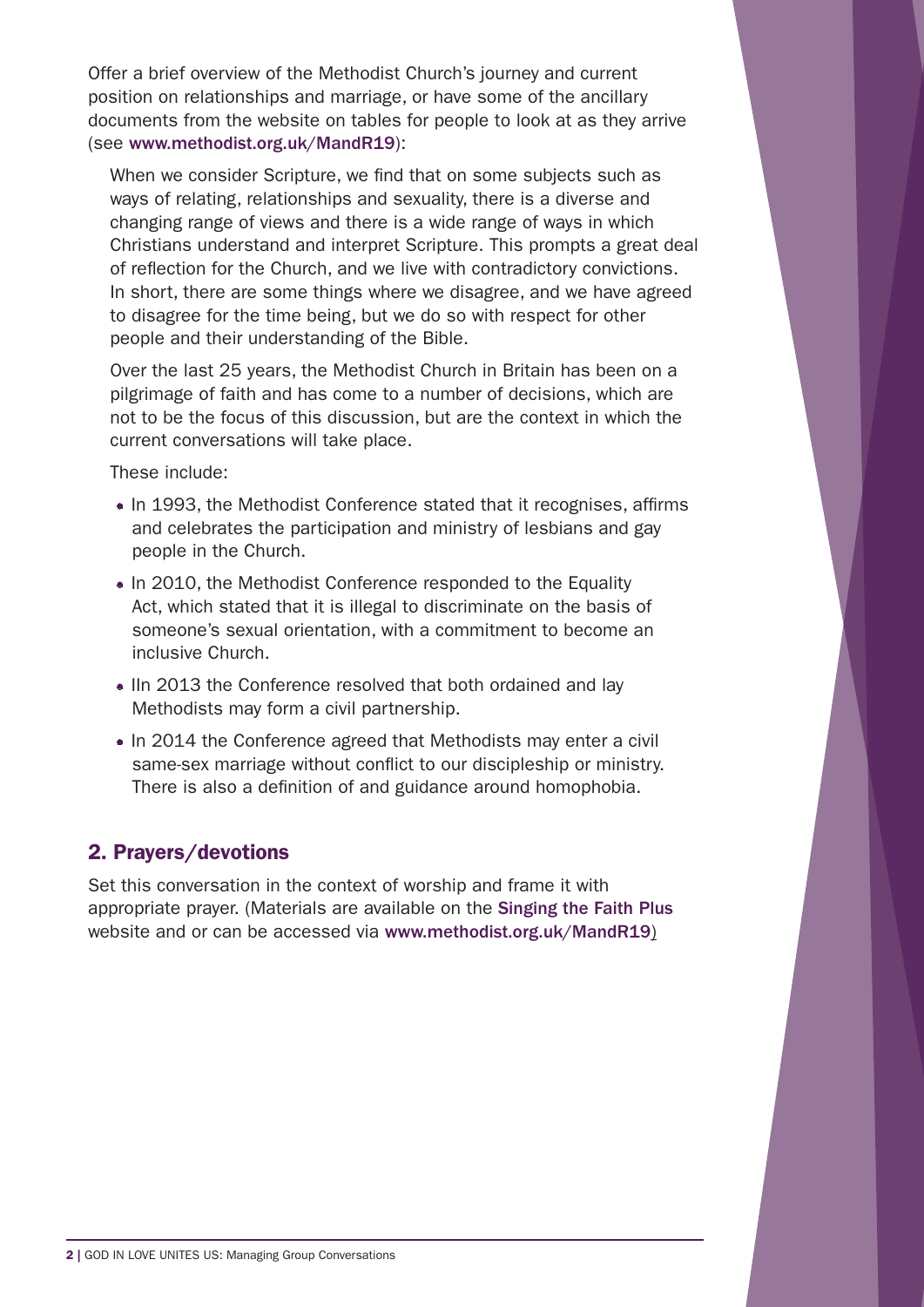Offer a brief overview of the Methodist Church's journey and current position on relationships and marriage, or have some of the ancillary documents from the website on tables for people to look at as they arrive (see www.methodist.org.uk/MandR19):

> When we consider Scripture, we find that on some subjects such as ways of relating, relationships and sexuality, there is a diverse and changing range of views and there is a wide range of ways in which Christians understand and interpret Scripture. This prompts a great deal of reflection for the Church, and we live with contradictory convictions. In short, there are some things where we disagree, and we have agreed to disagree for the time being, but we do so with respect for other people and their understanding of the Bible.
>
> Over the last 25 years, the Methodist Church in Britain has been on a pilgrimage of faith and has come to a number of decisions, which are not to be the focus of this discussion, but are the context in which the current conversations will take place.
>
> These include:
>
> - In 1993, the Methodist Conference stated that it recognises, affirms and celebrates the participation and ministry of lesbians and gay people in the Church.
> - In 2010, the Methodist Conference responded to the Equality Act, which stated that it is illegal to discriminate on the basis of someone's sexual orientation, with a commitment to become an inclusive Church.
> - IIn 2013 the Conference resolved that both ordained and lay Methodists may form a civil partnership.
> - In 2014 the Conference agreed that Methodists may enter a civil same-sex marriage without conflict to our discipleship or ministry. There is also a definition of and guidance around homophobia.

## 2. Prayers/devotions

Set this conversation in the context of worship and frame it with appropriate prayer. (Materials are available on the Singing the Faith Plus website and or can be accessed via www.methodist.org.uk/MandR19)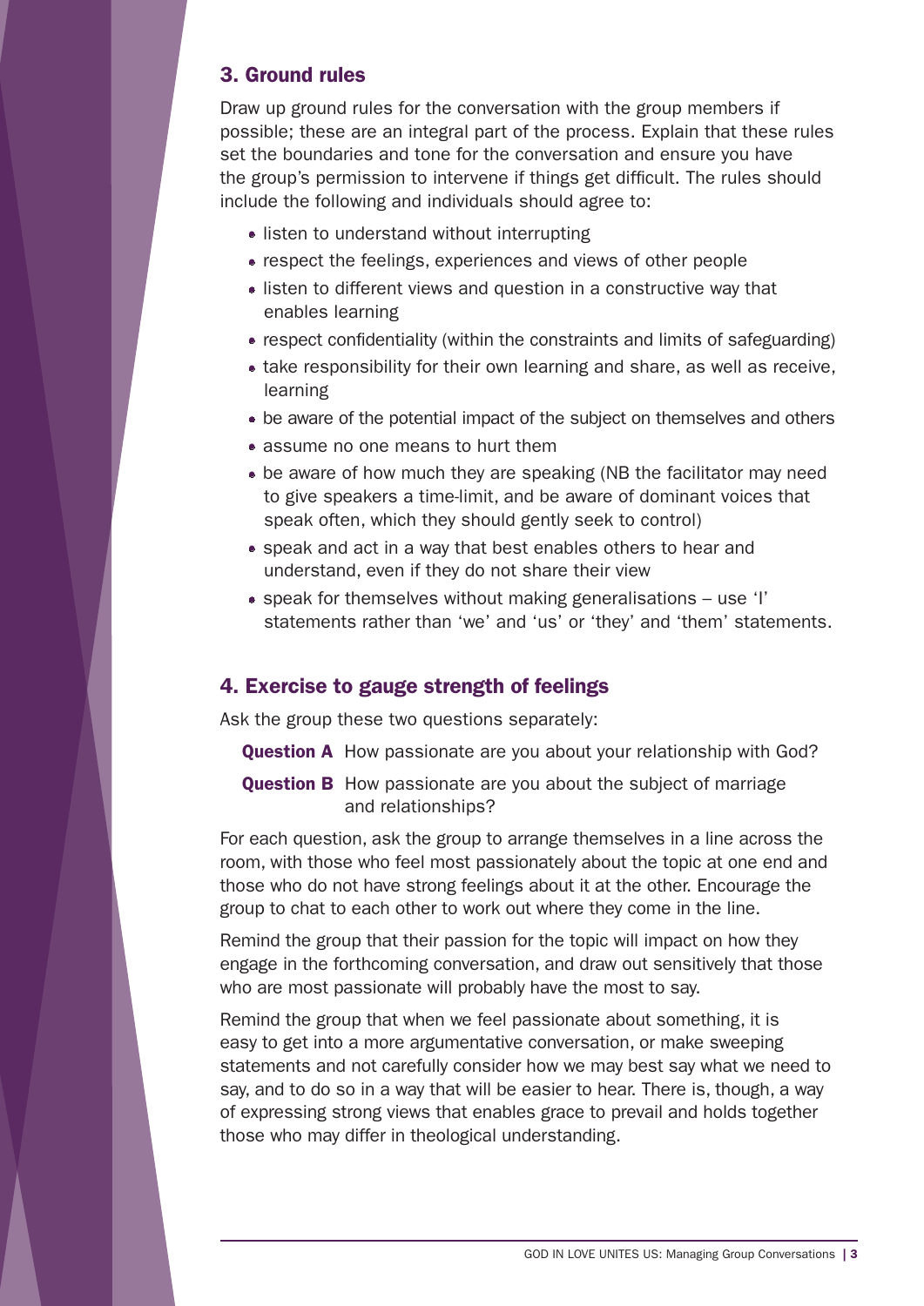## 3. Ground rules

Draw up ground rules for the conversation with the group members if possible; these are an integral part of the process. Explain that these rules set the boundaries and tone for the conversation and ensure you have the group's permission to intervene if things get difficult. The rules should include the following and individuals should agree to:

- listen to understand without interrupting
- respect the feelings, experiences and views of other people
- listen to different views and question in a constructive way that enables learning
- respect confidentiality (within the constraints and limits of safeguarding)
- take responsibility for their own learning and share, as well as receive, learning
- be aware of the potential impact of the subject on themselves and others
- assume no one means to hurt them
- be aware of how much they are speaking (NB the facilitator may need to give speakers a time-limit, and be aware of dominant voices that speak often, which they should gently seek to control)
- speak and act in a way that best enables others to hear and understand, even if they do not share their view
- speak for themselves without making generalisations – use 'I' statements rather than 'we' and 'us' or 'they' and 'them' statements.

## 4. Exercise to gauge strength of feelings

Ask the group these two questions separately:

**Question A** How passionate are you about your relationship with God?

**Question B** How passionate are you about the subject of marriage and relationships?

For each question, ask the group to arrange themselves in a line across the room, with those who feel most passionately about the topic at one end and those who do not have strong feelings about it at the other. Encourage the group to chat to each other to work out where they come in the line.

Remind the group that their passion for the topic will impact on how they engage in the forthcoming conversation, and draw out sensitively that those who are most passionate will probably have the most to say.

Remind the group that when we feel passionate about something, it is easy to get into a more argumentative conversation, or make sweeping statements and not carefully consider how we may best say what we need to say, and to do so in a way that will be easier to hear. There is, though, a way of expressing strong views that enables grace to prevail and holds together those who may differ in theological understanding.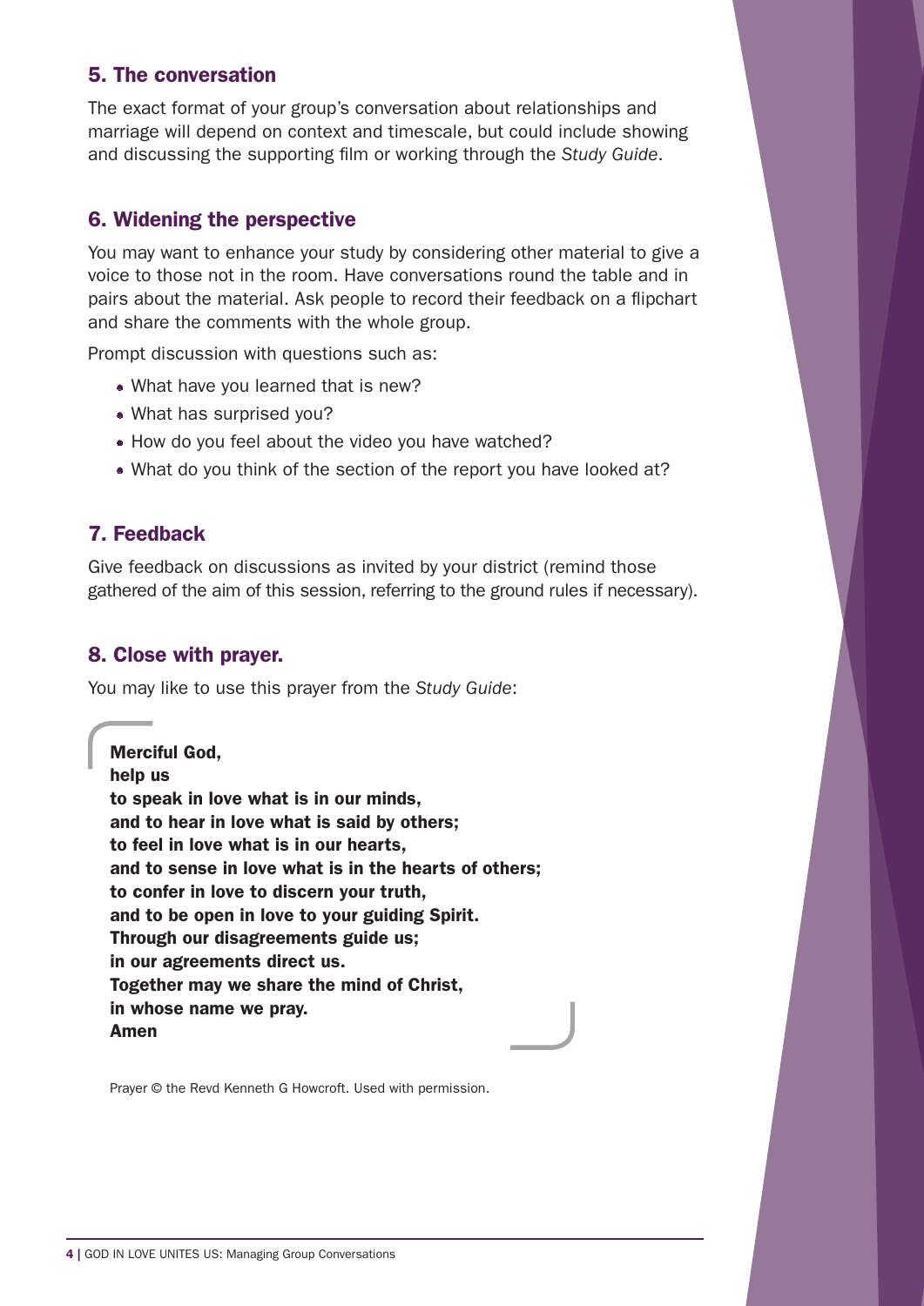## 5. The conversation

The exact format of your group's conversation about relationships and marriage will depend on context and timescale, but could include showing and discussing the supporting film or working through the *Study Guide*.

## 6. Widening the perspective

You may want to enhance your study by considering other material to give a voice to those not in the room. Have conversations round the table and in pairs about the material. Ask people to record their feedback on a flipchart and share the comments with the whole group.

Prompt discussion with questions such as:

- What have you learned that is new?
- What has surprised you?
- How do you feel about the video you have watched?
- What do you think of the section of the report you have looked at?

## 7. Feedback

Give feedback on discussions as invited by your district (remind those gathered of the aim of this session, referring to the ground rules if necessary).

## 8. Close with prayer.

You may like to use this prayer from the *Study Guide*:

> **Merciful God,**
> **help us**
> **to speak in love what is in our minds,**
> **and to hear in love what is said by others;**
> **to feel in love what is in our hearts,**
> **and to sense in love what is in the hearts of others;**
> **to confer in love to discern your truth,**
> **and to be open in love to your guiding Spirit.**
> **Through our disagreements guide us;**
> **in our agreements direct us.**
> **Together may we share the mind of Christ,**
> **in whose name we pray.**
> **Amen**

Prayer © the Revd Kenneth G Howcroft. Used with permission.